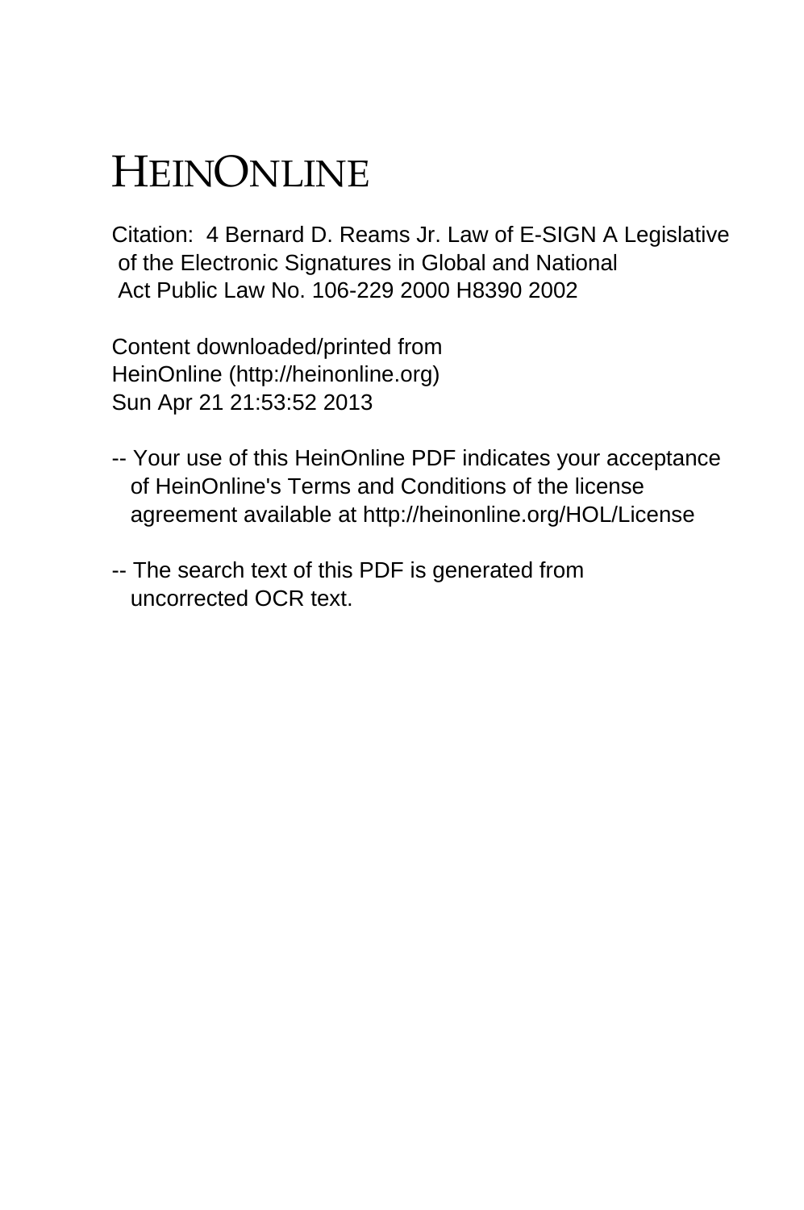# HEINONLINE

Citation: 4 Bernard D. Reams Jr. Law of E-SIGN A Legislative of the Electronic Signatures in Global and National Act Public Law No. 106-229 2000 H8390 2002

Content downloaded/printed from HeinOnline (http://heinonline.org)
Sun Apr 21 21:53:52 2013

-- Your use of this HeinOnline PDF indicates your acceptance of HeinOnline's Terms and Conditions of the license agreement available at http://heinonline.org/HOL/License

-- The search text of this PDF is generated from uncorrected OCR text.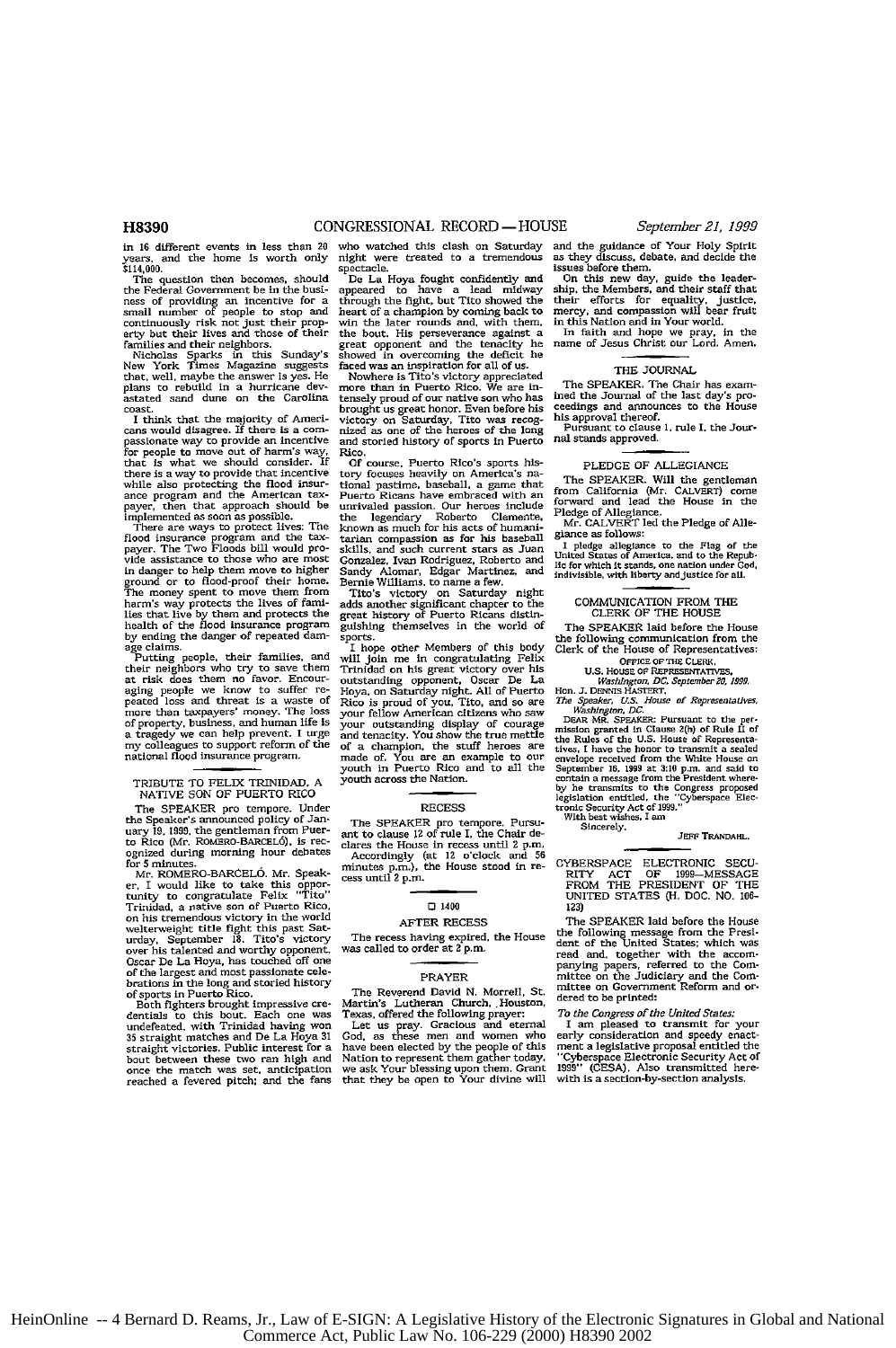in 16 different events in less than 20 years, and the home is worth only $114,000.

The question then becomes, should the Federal Government be in the business of providing an incentive for a small number of people to stop and continuously risk not just their property but their lives and those of their families and their neighbors.

Nicholas Sparks in this Sunday's New York Times Magazine suggests that, well, maybe the answer is yes. He plans to rebuild in a hurricane devastated sand dune on the Carolina coast.

I think that the majority of Americans would disagree. If there is a compassionate way to provide an incentive for people to move out of harm's way, that is what we should consider. If there is a way to provide that incentive while also protecting the flood insurance program and the American taxpayer, then that approach should be implemented as soon as possible.

There are ways to protect lives: The flood insurance program and the taxpayer. The Two Floods bill would provide assistance to those who are most in danger to help them move to higher ground or to flood-proof their home. The money spent to move them from harm's way protects the lives of families that live by them and protects the health of the flood insurance program by ending the danger of repeated damage claims.

Putting people, their families, and their neighbors who try to save them at risk does them no favor. Encouraging people we know to suffer repeated loss and threat is a waste of more than taxpayers' money. The loss of property, business, and human life is a tragedy we can help prevent. I urge my colleagues to support reform of the national flood insurance program.

## TRIBUTE TO FELIX TRINIDAD, A NATIVE SON OF PUERTO RICO

The SPEAKER pro tempore. Under the Speaker's announced policy of January 19, 1999, the gentleman from Puerto Rico (Mr. ROMERO-BARCELÓ), is recognized during morning hour debates for 5 minutes.

Mr. ROMERO-BARCELÓ. Mr. Speaker, I would like to take this opportunity to congratulate Felix "Tito" Trinidad, a native son of Puerto Rico, on his tremendous victory in the world welterweight title fight this past Saturday, September 18. Tito's victory over his talented and worthy opponent, Oscar De La Hoya, has touched off one of the largest and most passionate celebrations in the long and storied history of sports in Puerto Rico.

Both fighters brought impressive credentials to this bout. Each one was undefeated, with Trinidad having won 35 straight matches and De La Hoya 31 straight victories. Public interest for a bout between these two ran high and once the match was set, anticipation reached a fevered pitch; and the fans who watched this clash on Saturday night were treated to a tremendous spectacle.

De La Hoya fought confidently and appeared to have a lead midway through the fight, but Tito showed the heart of a champion by coming back to win the later rounds and, with them, the bout. His perseverance against a great opponent and the tenacity he showed in overcoming the deficit he faced was an inspiration for all of us.

Nowhere is Tito's victory appreciated more than in Puerto Rico. We are intensely proud of our native son who has brought us great honor. Even before his victory on Saturday, Tito was recognized as one of the heroes of the long and storied history of sports in Puerto Rico.

Of course, Puerto Rico's sports history focuses heavily on America's national pastime, baseball, a game that Puerto Ricans have embraced with an unrivaled passion. Our heroes include the legendary Roberto Clemente, known as much for his acts of humanitarian compassion as for his baseball skills, and such current stars as Juan Gonzalez, Ivan Rodriguez, Roberto and Sandy Alomar, Edgar Martinez, and Bernie Williams, to name a few.

Tito's victory on Saturday night adds another significant chapter to the great history of Puerto Ricans distinguishing themselves in the world of sports.

I hope other Members of this body will join me in congratulating Felix Trinidad on his great victory over his outstanding opponent, Oscar De La Hoya, on Saturday night. All of Puerto Rico is proud of you, Tito, and so are your fellow American citizens who saw your outstanding display of courage and tenacity. You show the true mettle of a champion, the stuff heroes are made of. You are an example to our youth in Puerto Rico and to all the youth across the Nation.

## RECESS

The SPEAKER pro tempore. Pursuant to clause 12 of rule I, the Chair declares the House in recess until 2 p.m.

Accordingly (at 12 o'clock and 56 minutes p.m.), the House stood in recess until 2 p.m.

☐ 1400

## AFTER RECESS

The recess having expired, the House was called to order at 2 p.m.

## PRAYER

The Reverend David N. Morrell, St. Martin's Lutheran Church, Houston, Texas, offered the following prayer:

Let us pray. Gracious and eternal God, as these men and women who have been elected by the people of this Nation to represent them gather today, we ask Your blessing upon them. Grant that they be open to Your divine will and the guidance of Your Holy Spirit as they discuss, debate, and decide the issues before them.

On this new day, guide the leadership, the Members, and their staff that their efforts for equality, justice, mercy, and compassion will bear fruit in this Nation and in Your world.

In faith and hope we pray, in the name of Jesus Christ our Lord. Amen.

## THE JOURNAL

The SPEAKER. The Chair has examined the Journal of the last day's proceedings and announces to the House his approval thereof.

Pursuant to clause 1, rule I, the Journal stands approved.

## PLEDGE OF ALLEGIANCE

The SPEAKER. Will the gentleman from California (Mr. CALVERT) come forward and lead the House in the Pledge of Allegiance.

Mr. CALVERT led the Pledge of Allegiance as follows:

I pledge allegiance to the Flag of the United States of America, and to the Republic for which it stands, one nation under God, indivisible, with liberty and justice for all.

## COMMUNICATION FROM THE CLERK OF THE HOUSE

The SPEAKER laid before the House the following communication from the Clerk of the House of Representatives:

OFFICE OF THE CLERK,
U.S. HOUSE OF REPRESENTATIVES,
*Washington, DC, September 20, 1999.*

Hon. J. DENNIS HASTERT,
*The Speaker, U.S. House of Representatives, Washington, DC.*

DEAR MR. SPEAKER: Pursuant to the permission granted in Clause 2(h) of Rule II of the Rules of the U.S. House of Representatives, I have the honor to transmit a sealed envelope received from the White House on September 16, 1999 at 3:10 p.m. and said to contain a message from the President whereby he transmits to the Congress proposed legislation entitled, the "Cyberspace Electronic Security Act of 1999."

With best wishes, I am

Sincerely,

JEFF TRANDAHL.

## CYBERSPACE ELECTRONIC SECURITY ACT OF 1999—MESSAGE FROM THE PRESIDENT OF THE UNITED STATES (H. DOC. NO. 106-123)

The SPEAKER laid before the House the following message from the President of the United States; which was read and, together with the accompanying papers, referred to the Committee on the Judiciary and the Committee on Government Reform and ordered to be printed:

*To the Congress of the United States:*

I am pleased to transmit for your early consideration and speedy enactment a legislative proposal entitled the "Cyberspace Electronic Security Act of 1999" (CESA). Also transmitted herewith is a section-by-section analysis.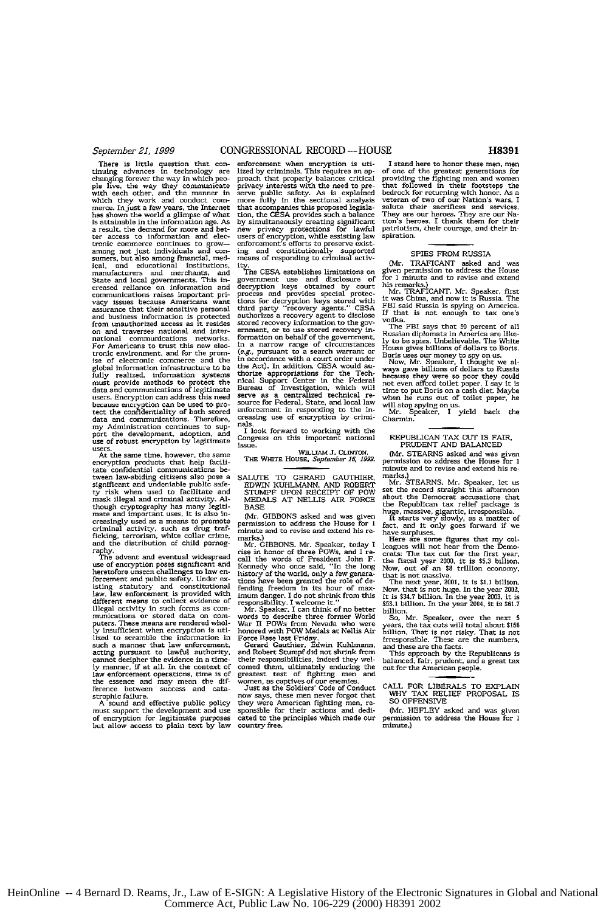There is little question that continuing advances in technology are changing forever the way in which people live, the way they communicate with each other, and the manner in which they work and conduct commerce. In just a few years, the Internet has shown the world a glimpse of what is attainable in the information age. As a result, the demand for more and better access to information and electronic commerce continues to grow—among not just individuals and consumers, but also among financial, medical, and educational institutions, manufacturers and merchants, and State and local governments. This increased reliance on information and communications raises important privacy issues because Americans want assurance that their sensitive personal and business information is protected from unauthorized access as it resides on and traverses national and international communications networks. For Americans to trust this new electronic environment, and for the promise of electronic commerce and the global information infrastructure to be fully realized, information systems must provide methods to protect the data and communications of legitimate users. Encryption can address this need because encryption can be used to protect the confidentiality of both stored data and communications. Therefore, my Administration continues to support the development, adoption, and use of robust encryption by legitimate users.

At the same time, however, the same encryption products that help facilitate confidential communications between law-abiding citizens also pose a significant and undeniable public safety risk when used to facilitate and mask illegal and criminal activity. Although cryptography has many legitimate and important uses, it is also increasingly used as a means to promote criminal activity, such as drug trafficking, terrorism, white collar crime, and the distribution of child pornography.

The advent and eventual widespread use of encryption poses significant and heretofore unseen challenges to law enforcement and public safety. Under existing statutory and constitutional law, law enforcement is provided with different means to collect evidence of illegal activity in such forms as communications or stored data on computers. These means are rendered wholly insufficient when encryption is utilized to scramble the information in such a manner that law enforcement, acting pursuant to lawful authority, cannot decipher the evidence in a timely manner, if at all. In the context of law enforcement operations, time is of the essence and may mean the difference between success and catastrophic failure.

A sound and effective public policy must support the development and use of encryption for legitimate purposes but allow access to plain text by law enforcement when encryption is utilized by criminals. This requires an approach that properly balances critical privacy interests with the need to preserve public safety. As is explained more fully in the sectional analysis that accompanies this proposed legislation, the CESA provides such a balance by simultaneously creating significant new privacy protections for lawful users of encryption, while assisting law enforcement's efforts to preserve existing and constitutionally supported means of responding to criminal activity.

The CESA establishes limitations on government use and disclosure of decryption keys obtained by court process and provides special protections for decryption keys stored with third party "recovery agents." CESA authorizes a recovery agent to disclose stored recovery information to the government, or to use stored recovery information on behalf of the government, in a narrow range of circumstances (*e.g.*, pursuant to a search warrant or in accordance with a court order under the Act). In addition, CESA would authorize appropriations for the Technical Support Center in the Federal Bureau of Investigation, which will serve as a centralized technical resource for Federal, State, and local law enforcement in responding to the increasing use of encryption by criminals.

I look forward to working with the Congress on this important national issue.

WILLIAM J. CLINTON.
THE WHITE HOUSE, *September 16, 1999.*

---

## SALUTE TO GERARD GAUTHIER, EDWIN KUHLMANN, AND ROBERT STUMPF UPON RECEIPT OF POW MEDALS AT NELLIS AIR FORCE BASE

(Mr. GIBBONS asked and was given permission to address the House for 1 minute and to revise and extend his remarks.)

Mr. GIBBONS. Mr. Speaker, today I rise in honor of three POWs, and I recall the words of President John F. Kennedy who once said, "In the long history of the world, only a few generations have been granted the role of defending freedom in its hour of maximum danger. I do not shrink from this responsibility. I welcome it."

Mr. Speaker, I can think of no better words to describe three former World War II POWs from Nevada who were honored with POW Medals at Nellis Air Force Base last Friday.

Gerard Gauthier, Edwin Kuhlmann, and Robert Stumpf did not shrink from their responsibilities, indeed they welcomed them, ultimately enduring the greatest test of fighting men and women, as captives of our enemies.

Just as the Soldiers' Code of Conduct now says, these men never forgot that they were American fighting men, responsible for their actions and dedicated to the principles which made our country free.

I stand here to honor these men, men of one of the greatest generations for providing the fighting men and women that followed in their footsteps the bedrock for returning with honor. As a veteran of two of our Nation's wars, I salute their sacrifices and services. They are our heroes. They are our Nation's heroes. I thank them for their patriotism, their courage, and their inspiration.

---

## SPIES FROM RUSSIA

(Mr. TRAFICANT asked and was given permission to address the House for 1 minute and to revise and extend his remarks.)

Mr. TRAFICANT. Mr. Speaker, first it was China, and now it is Russia. The FBI said Russia is spying on America. If that is not enough to tax one's vodka.

The FBI says that 50 percent of all Russian diplomats in America are likely to be spies. Unbelievable. The White House gives billions of dollars to Boris. Boris uses our money to spy on us.

Now, Mr. Speaker, I thought we always gave billions of dollars to Russia because they were so poor they could not even afford toilet paper. I say it is time to put Boris on a cash diet. Maybe when he runs out of toilet paper, he will stop spying on us.

Mr. Speaker, I yield back the Charmin.

---

## REPUBLICAN TAX CUT IS FAIR, PRUDENT AND BALANCED

(Mr. STEARNS asked and was given permission to address the House for 1 minute and to revise and extend his remarks.)

Mr. STEARNS. Mr. Speaker, let us set the record straight this afternoon about the Democrat accusations that the Republican tax relief package is huge, massive, gigantic, irresponsible.

It starts very slowly, as a matter of fact, and it only goes forward if we have surpluses.

Here are some figures that my colleagues will not hear from the Democrats: The tax cut for the first year, the fiscal year 2000, it is $5.3 billion. Now, out of an $8 trillion economy, that is not massive.

The next year, 2001, it is $1.1 billion. Now, that is not huge. In the year 2002, it is $34.7 billion. In the year 2003, it is $53.1 billion. In the year 2004, it is $61.7 billion.

So, Mr. Speaker, over the next 5 years, the tax cuts will total about $156 billion. That is not risky. That is not irresponsible. These are the numbers, and these are the facts.

This approach by the Republicans is balanced, fair, prudent, and a great tax cut for the American people.

---

## CALL FOR LIBERALS TO EXPLAIN WHY TAX RELIEF PROPOSAL IS SO OFFENSIVE

(Mr. HEFLEY asked and was given permission to address the House for 1 minute.)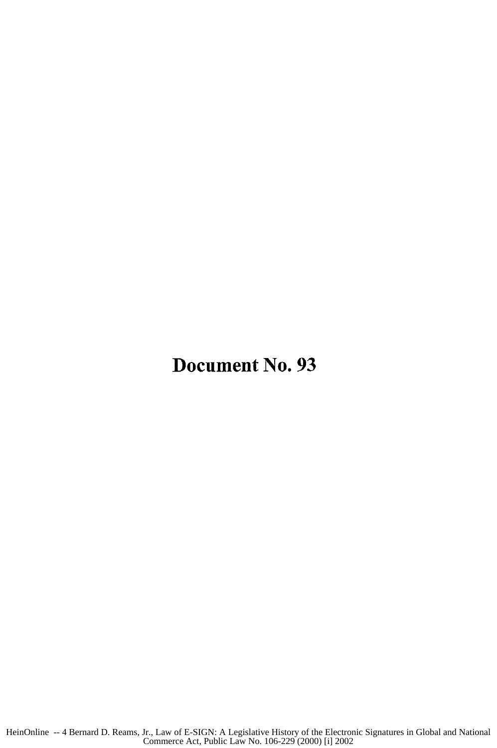# Document No. 93